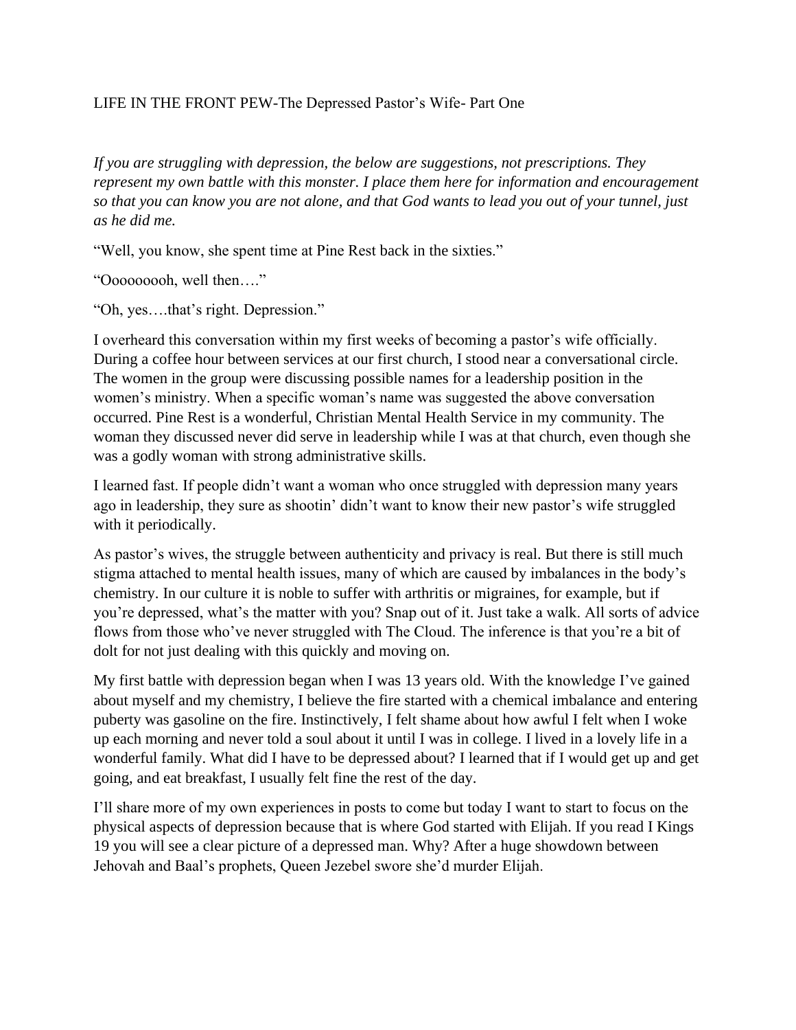LIFE IN THE FRONT PEW-The Depressed Pastor's Wife- Part One

*If you are struggling with depression, the below are suggestions, not prescriptions. They represent my own battle with this monster. I place them here for information and encouragement so that you can know you are not alone, and that God wants to lead you out of your tunnel, just as he did me.*

"Well, you know, she spent time at Pine Rest back in the sixties."

"Oooooooh, well then…."

"Oh, yes….that's right. Depression."

I overheard this conversation within my first weeks of becoming a pastor's wife officially. During a coffee hour between services at our first church, I stood near a conversational circle. The women in the group were discussing possible names for a leadership position in the women's ministry. When a specific woman's name was suggested the above conversation occurred. Pine Rest is a wonderful, Christian Mental Health Service in my community. The woman they discussed never did serve in leadership while I was at that church, even though she was a godly woman with strong administrative skills.

I learned fast. If people didn't want a woman who once struggled with depression many years ago in leadership, they sure as shootin' didn't want to know their new pastor's wife struggled with it periodically.

As pastor's wives, the struggle between authenticity and privacy is real. But there is still much stigma attached to mental health issues, many of which are caused by imbalances in the body's chemistry. In our culture it is noble to suffer with arthritis or migraines, for example, but if you're depressed, what's the matter with you? Snap out of it. Just take a walk. All sorts of advice flows from those who've never struggled with The Cloud. The inference is that you're a bit of dolt for not just dealing with this quickly and moving on.

My first battle with depression began when I was 13 years old. With the knowledge I've gained about myself and my chemistry, I believe the fire started with a chemical imbalance and entering puberty was gasoline on the fire. Instinctively, I felt shame about how awful I felt when I woke up each morning and never told a soul about it until I was in college. I lived in a lovely life in a wonderful family. What did I have to be depressed about? I learned that if I would get up and get going, and eat breakfast, I usually felt fine the rest of the day.

I'll share more of my own experiences in posts to come but today I want to start to focus on the physical aspects of depression because that is where God started with Elijah. If you read I Kings 19 you will see a clear picture of a depressed man. Why? After a huge showdown between Jehovah and Baal's prophets, Queen Jezebel swore she'd murder Elijah.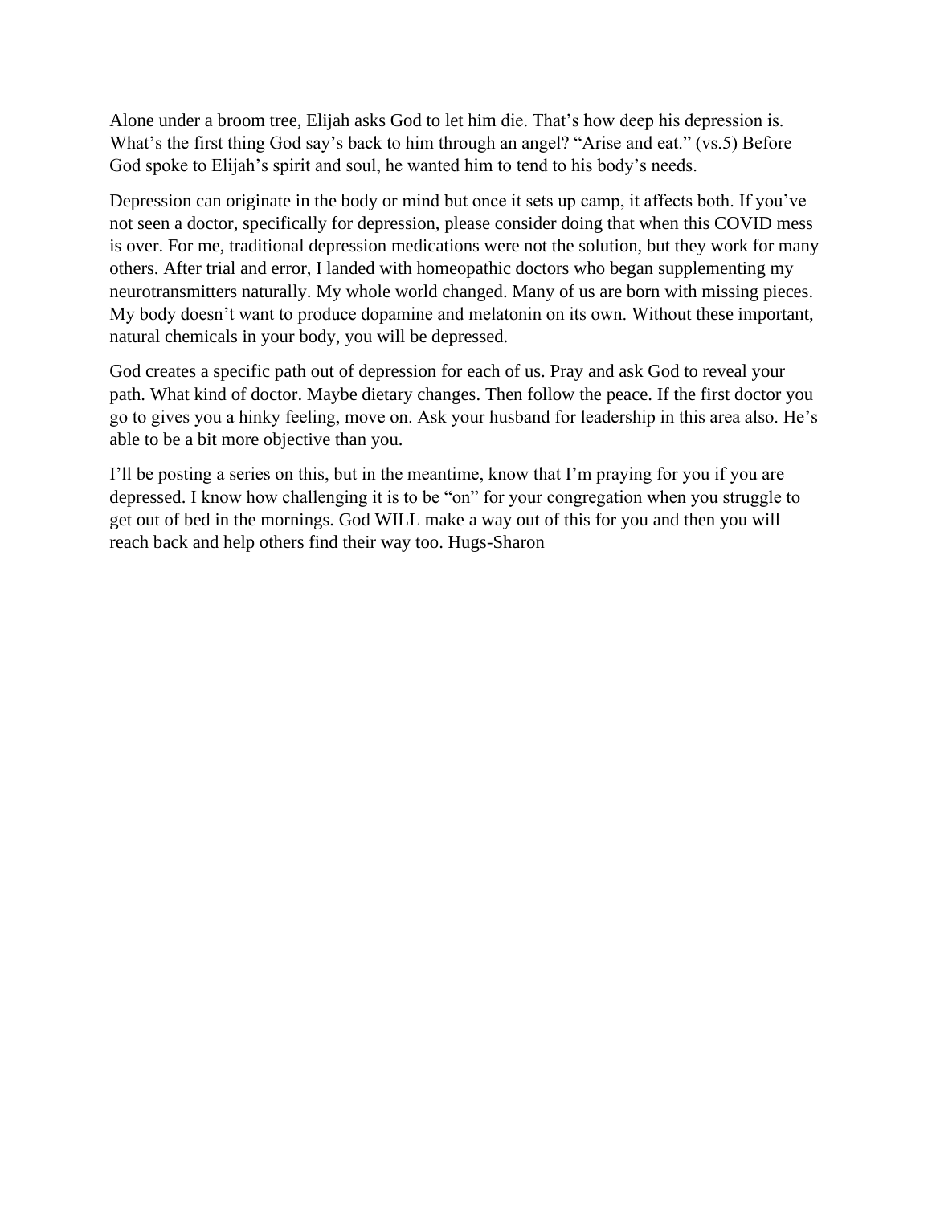Alone under a broom tree, Elijah asks God to let him die. That's how deep his depression is. What's the first thing God say's back to him through an angel? "Arise and eat." (vs.5) Before God spoke to Elijah's spirit and soul, he wanted him to tend to his body's needs.

Depression can originate in the body or mind but once it sets up camp, it affects both. If you've not seen a doctor, specifically for depression, please consider doing that when this COVID mess is over. For me, traditional depression medications were not the solution, but they work for many others. After trial and error, I landed with homeopathic doctors who began supplementing my neurotransmitters naturally. My whole world changed. Many of us are born with missing pieces. My body doesn't want to produce dopamine and melatonin on its own. Without these important, natural chemicals in your body, you will be depressed.

God creates a specific path out of depression for each of us. Pray and ask God to reveal your path. What kind of doctor. Maybe dietary changes. Then follow the peace. If the first doctor you go to gives you a hinky feeling, move on. Ask your husband for leadership in this area also. He's able to be a bit more objective than you.

I'll be posting a series on this, but in the meantime, know that I'm praying for you if you are depressed. I know how challenging it is to be "on" for your congregation when you struggle to get out of bed in the mornings. God WILL make a way out of this for you and then you will reach back and help others find their way too. Hugs-Sharon